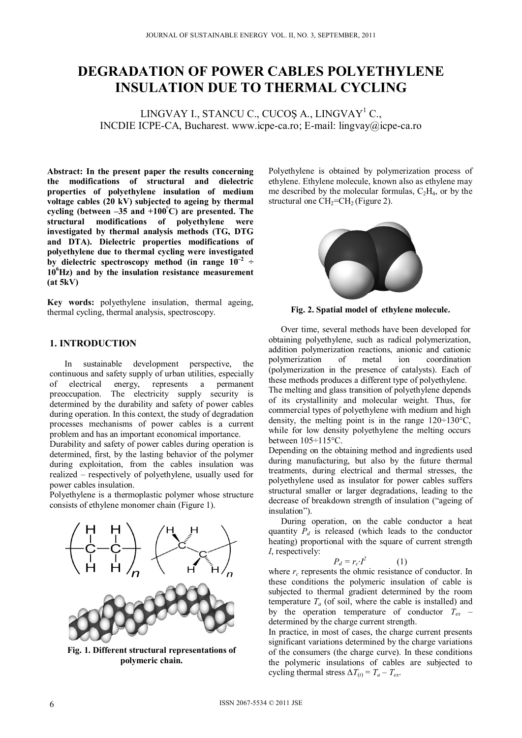# DEGRADATION OF POWER CABLES POLYETHYLENE INSULATION DUE TO THERMAL CYCLING

LINGVAY I., STANCU C., CUCOŞ A., LINGVAY[1] C.,
INCDIE ICPE-CA, Bucharest. www.icpe-ca.ro; E-mail: lingvay@icpe-ca.ro

**Abstract: In the present paper the results concerning the modifications of structural and dielectric properties of polyethylene insulation of medium voltage cables (20 kV) subjected to ageing by thermal cycling (between –35 and +100°C) are presented. The structural modifications of polyethylene were investigated by thermal analysis methods (TG, DTG and DTA). Dielectric properties modifications of polyethylene due to thermal cycling were investigated by dielectric spectroscopy method (in range $10^{-2}$ ÷ $10^{6}$Hz) and by the insulation resistance measurement (at 5kV)**

**Key words:** polyethylene insulation, thermal ageing, thermal cycling, thermal analysis, spectroscopy.

## 1. INTRODUCTION

In sustainable development perspective, the continuous and safety supply of urban utilities, especially of electrical energy, represents a permanent preoccupation. The electricity supply security is determined by the durability and safety of power cables during operation. In this context, the study of degradation processes mechanisms of power cables is a current problem and has an important economical importance.

Durability and safety of power cables during operation is determined, first, by the lasting behavior of the polymer during exploitation, from the cables insulation was realized – respectively of polyethylene, usually used for power cables insulation.

Polyethylene is a thermoplastic polymer whose structure consists of ethylene monomer chain (Figure 1).

**Fig. 1. Different structural representations of polymeric chain.**

Polyethylene is obtained by polymerization process of ethylene. Ethylene molecule, known also as ethylene may me described by the molecular formulas, $C_2H_4$, or by the structural one $CH_2$=$CH_2$ (Figure 2).

**Fig. 2. Spatial model of ethylene molecule.**

Over time, several methods have been developed for obtaining polyethylene, such as radical polymerization, addition polymerization reactions, anionic and cationic polymerization of metal ion coordination (polymerization in the presence of catalysts). Each of these methods produces a different type of polyethylene.

The melting and glass transition of polyethylene depends of its crystallinity and molecular weight. Thus, for commercial types of polyethylene with medium and high density, the melting point is in the range 120÷130°C, while for low density polyethylene the melting occurs between 105÷115°C.

Depending on the obtaining method and ingredients used during manufacturing, but also by the future thermal treatments, during electrical and thermal stresses, the polyethylene used as insulator for power cables suffers structural smaller or larger degradations, leading to the decrease of breakdown strength of insulation ("ageing of insulation").

During operation, on the cable conductor a heat quantity $P_d$ is released (which leads to the conductor heating) proportional with the square of current strength $I$, respectively:

$$P_d = r_c \cdot I^2 \qquad (1)$$

where $r_c$ represents the ohmic resistance of conductor. In these conditions the polymeric insulation of cable is subjected to thermal gradient determined by the room temperature $T_a$ (of soil, where the cable is installed) and by the operation temperature of conductor $T_{ex}$ – determined by the charge current strength.

In practice, in most of cases, the charge current presents significant variations determined by the charge variations of the consumers (the charge curve). In these conditions the polymeric insulations of cables are subjected to cycling thermal stress $\Delta T_{(t)} = T_a - T_{ex}$.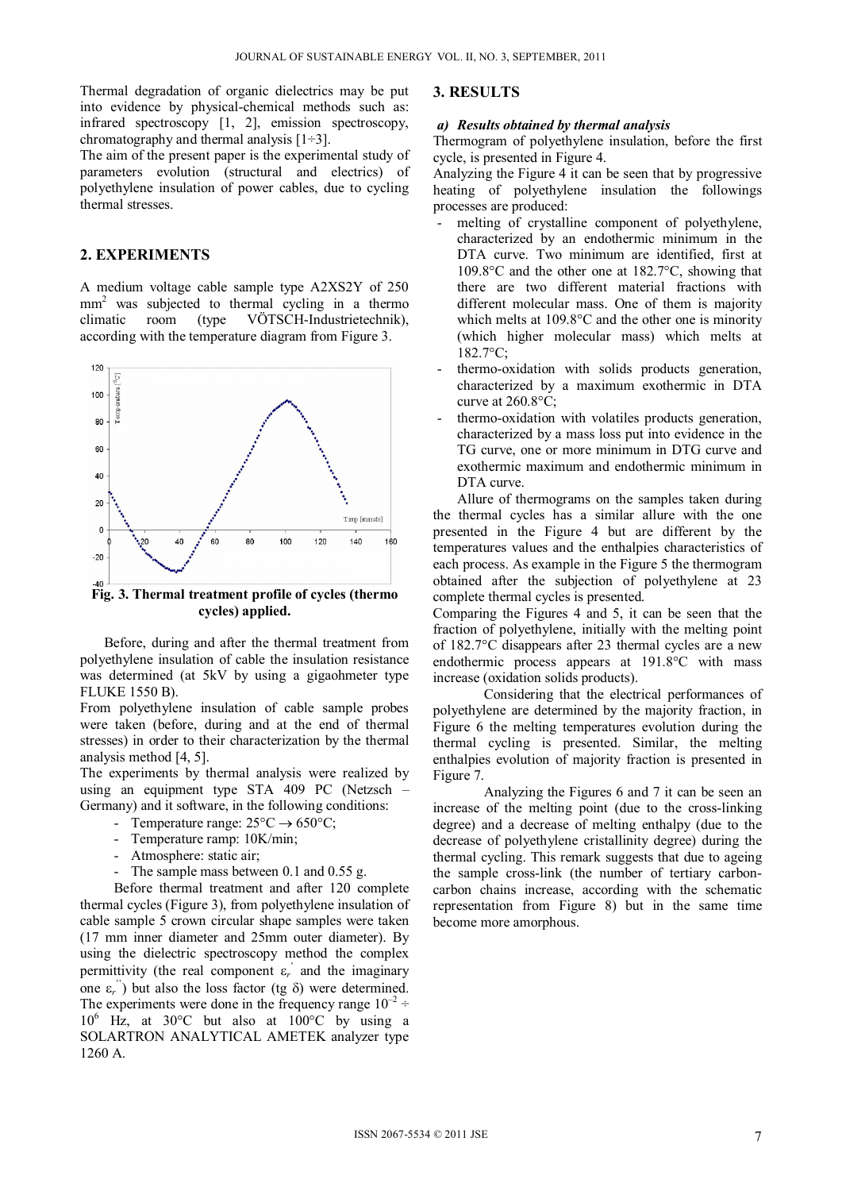Thermal degradation of organic dielectrics may be put into evidence by physical-chemical methods such as: infrared spectroscopy [1, 2], emission spectroscopy, chromatography and thermal analysis [1÷3].

The aim of the present paper is the experimental study of parameters evolution (structural and electrics) of polyethylene insulation of power cables, due to cycling thermal stresses.

## 2. EXPERIMENTS

A medium voltage cable sample type A2XS2Y of 250 $mm^2$ was subjected to thermal cycling in a thermo climatic room (type VÖTSCH-Industrietechnik), according with the temperature diagram from Figure 3.

**Fig. 3. Thermal treatment profile of cycles (thermo cycles) applied.**

Before, during and after the thermal treatment from polyethylene insulation of cable the insulation resistance was determined (at 5kV by using a gigaohmeter type FLUKE 1550 B).

From polyethylene insulation of cable sample probes were taken (before, during and at the end of thermal stresses) in order to their characterization by the thermal analysis method [4, 5].

The experiments by thermal analysis were realized by using an equipment type STA 409 PC (Netzsch – Germany) and it software, in the following conditions:

- Temperature range: 25°C → 650°C;
- Temperature ramp: 10K/min;
- Atmosphere: static air;
- The sample mass between 0.1 and 0.55 g.

Before thermal treatment and after 120 complete thermal cycles (Figure 3), from polyethylene insulation of cable sample 5 crown circular shape samples were taken (17 mm inner diameter and 25mm outer diameter). By using the dielectric spectroscopy method the complex permittivity (the real component $\varepsilon_r^{'}$ and the imaginary one $\varepsilon_r^{''}$) but also the loss factor (tg δ) were determined. The experiments were done in the frequency range $10^{-2} \div 10^{6}$ Hz, at 30°C but also at 100°C by using a SOLARTRON ANALYTICAL AMETEK analyzer type 1260 A.

## 3. RESULTS

### *a) Results obtained by thermal analysis*

Thermogram of polyethylene insulation, before the first cycle, is presented in Figure 4.

Analyzing the Figure 4 it can be seen that by progressive heating of polyethylene insulation the followings processes are produced:

- melting of crystalline component of polyethylene, characterized by an endothermic minimum in the DTA curve. Two minimum are identified, first at 109.8°C and the other one at 182.7°C, showing that there are two different material fractions with different molecular mass. One of them is majority which melts at 109.8°C and the other one is minority (which higher molecular mass) which melts at 182.7°C;
- thermo-oxidation with solids products generation, characterized by a maximum exothermic in DTA curve at 260.8°C;
- thermo-oxidation with volatiles products generation, characterized by a mass loss put into evidence in the TG curve, one or more minimum in DTG curve and exothermic maximum and endothermic minimum in DTA curve.

Allure of thermograms on the samples taken during the thermal cycles has a similar allure with the one presented in the Figure 4 but are different by the temperatures values and the enthalpies characteristics of each process. As example in the Figure 5 the thermogram obtained after the subjection of polyethylene at 23 complete thermal cycles is presented.

Comparing the Figures 4 and 5, it can be seen that the fraction of polyethylene, initially with the melting point of 182.7°C disappears after 23 thermal cycles are a new endothermic process appears at 191.8°C with mass increase (oxidation solids products).

Considering that the electrical performances of polyethylene are determined by the majority fraction, in Figure 6 the melting temperatures evolution during the thermal cycling is presented. Similar, the melting enthalpies evolution of majority fraction is presented in Figure 7.

Analyzing the Figures 6 and 7 it can be seen an increase of the melting point (due to the cross-linking degree) and a decrease of melting enthalpy (due to the decrease of polyethylene cristallinity degree) during the thermal cycling. This remark suggests that due to ageing the sample cross-link (the number of tertiary carbon-carbon chains increase, according with the schematic representation from Figure 8) but in the same time become more amorphous.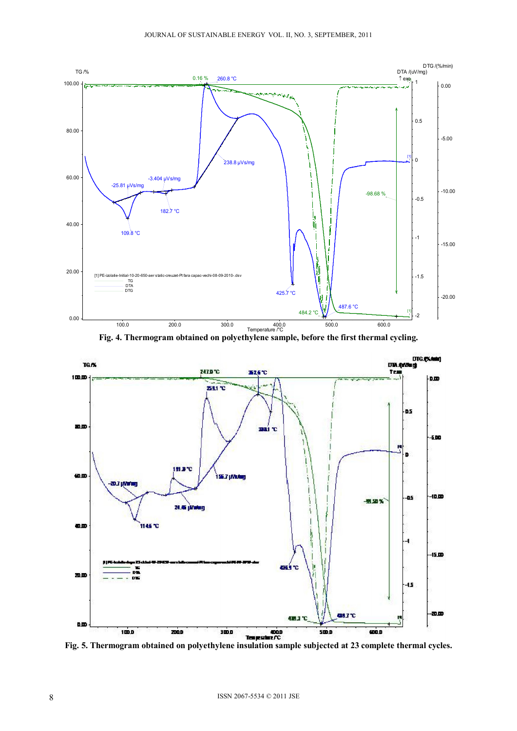Fig. 4. Thermogram obtained on polyethylene sample, before the first thermal cycling.

Fig. 5. Thermogram obtained on polyethylene insulation sample subjected at 23 complete thermal cycles.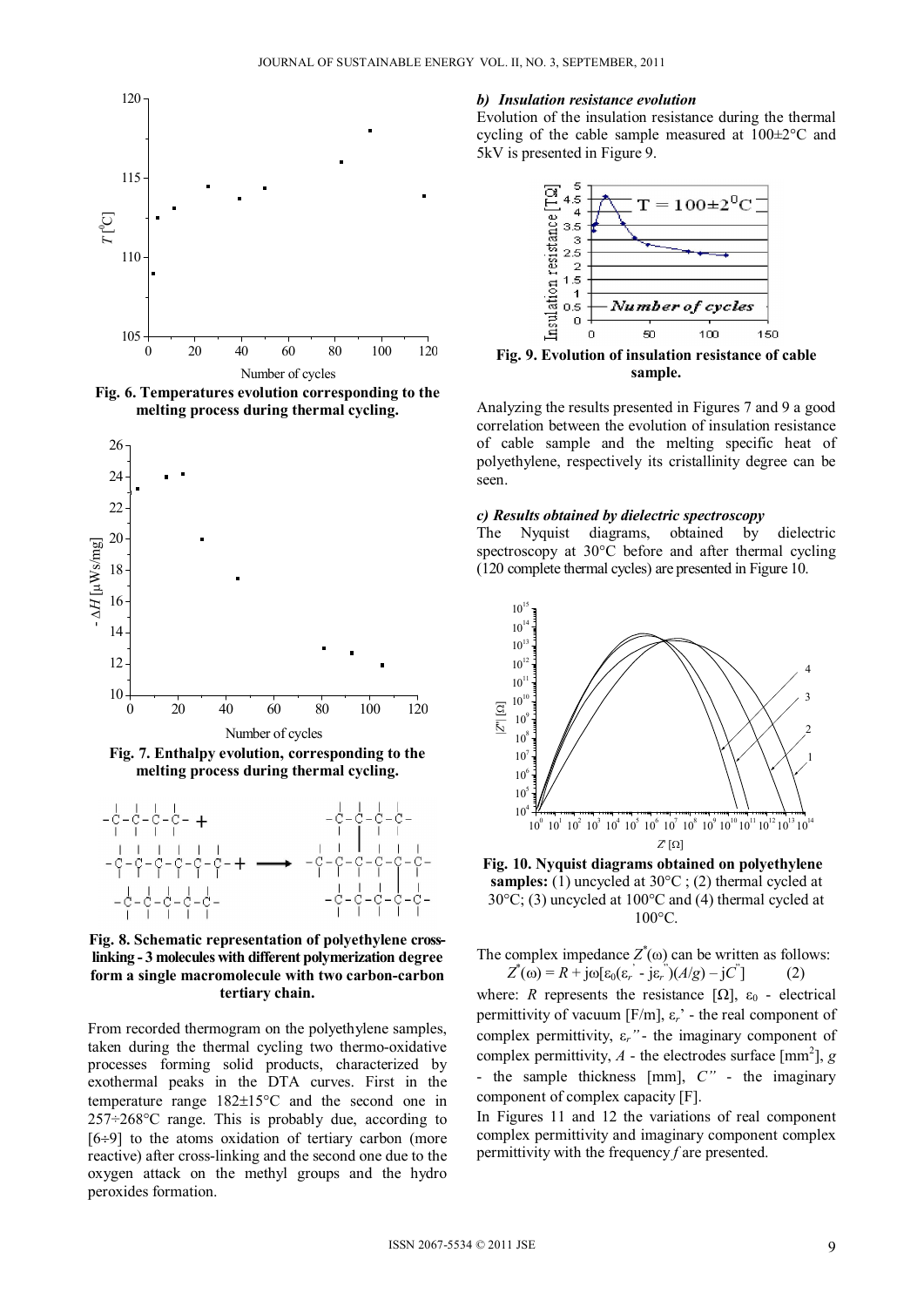**Fig. 6. Temperatures evolution corresponding to the melting process during thermal cycling.**

**Fig. 7. Enthalpy evolution, corresponding to the melting process during thermal cycling.**

**Fig. 8. Schematic representation of polyethylene cross-linking - 3 molecules with different polymerization degree form a single macromolecule with two carbon-carbon tertiary chain.**

From recorded thermogram on the polyethylene samples, taken during the thermal cycling two thermo-oxidative processes forming solid products, characterized by exothermal peaks in the DTA curves. First in the temperature range 182±15°C and the second one in 257÷268°C range. This is probably due, according to [6÷9] to the atoms oxidation of tertiary carbon (more reactive) after cross-linking and the second one due to the oxygen attack on the methyl groups and the hydro peroxides formation.

### *b) Insulation resistance evolution*

Evolution of the insulation resistance during the thermal cycling of the cable sample measured at 100±2°C and 5kV is presented in Figure 9.

**Fig. 9. Evolution of insulation resistance of cable sample.**

Analyzing the results presented in Figures 7 and 9 a good correlation between the evolution of insulation resistance of cable sample and the melting specific heat of polyethylene, respectively its cristallinity degree can be seen.

### *c) Results obtained by dielectric spectroscopy*

The Nyquist diagrams, obtained by dielectric spectroscopy at 30°C before and after thermal cycling (120 complete thermal cycles) are presented in Figure 10.

**Fig. 10. Nyquist diagrams obtained on polyethylene samples:** (1) uncycled at 30°C ; (2) thermal cycled at 30°C; (3) uncycled at 100°C and (4) thermal cycled at 100°C.

The complex impedance $Z^*(\omega)$ can be written as follows:

$$Z^*(\omega) = R + j\omega[\varepsilon_0(\varepsilon_r' - j\varepsilon_r'')(A/g) - jC''] \qquad (2)$$

where: $R$ represents the resistance [Ω], $\varepsilon_0$ - electrical permittivity of vacuum [F/m], $\varepsilon_r'$ - the real component of complex permittivity, $\varepsilon_r''$ - the imaginary component of complex permittivity, $A$ - the electrodes surface [mm$^2$], $g$ - the sample thickness [mm], $C''$ - the imaginary component of complex capacity [F].

In Figures 11 and 12 the variations of real component complex permittivity and imaginary component complex permittivity with the frequency $f$ are presented.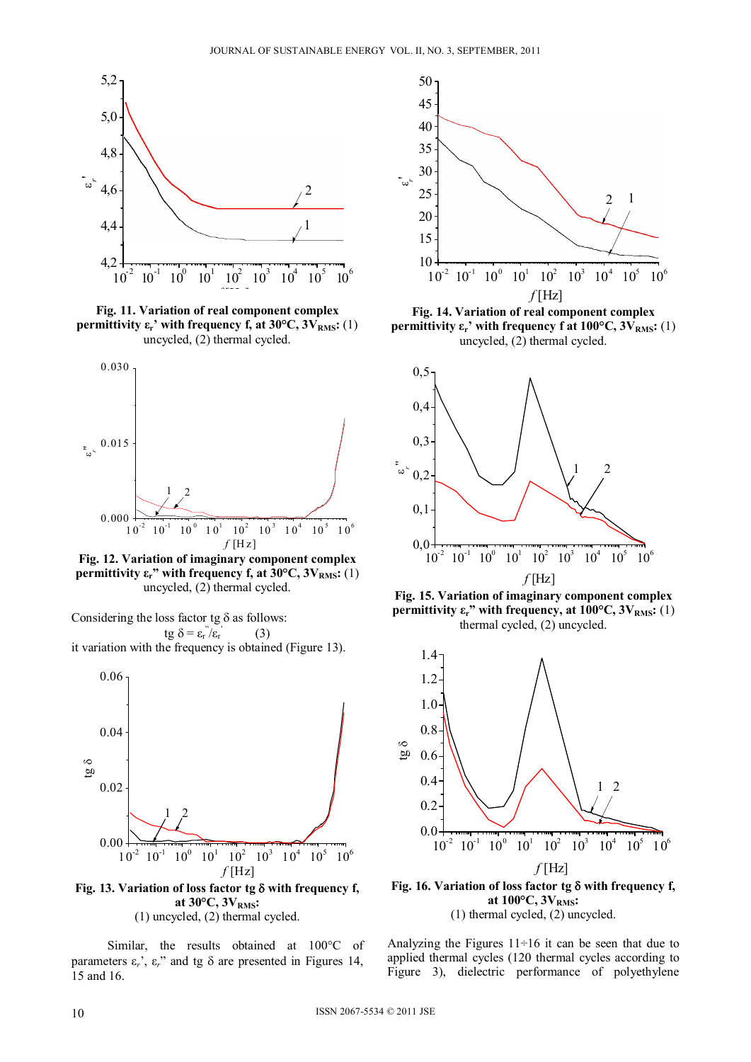**Fig. 11. Variation of real component complex permittivity $\varepsilon_r$' with frequency f, at 30°C, 3V$_{RMS}$:** (1) uncycled, (2) thermal cycled.

**Fig. 12. Variation of imaginary component complex permittivity $\varepsilon_r$" with frequency f, at 30°C, 3V$_{RMS}$:** (1) uncycled, (2) thermal cycled.

Considering the loss factor tg δ as follows:

$$\text{tg } \delta = \varepsilon_r'' / \varepsilon_r' \quad (3)$$

it variation with the frequency is obtained (Figure 13).

**Fig. 13. Variation of loss factor tg δ with frequency f, at 30°C, 3V$_{RMS}$:**
(1) uncycled, (2) thermal cycled.

Similar, the results obtained at 100°C of parameters $\varepsilon_r$', $\varepsilon_r$" and tg δ are presented in Figures 14, 15 and 16.

**Fig. 14. Variation of real component complex permittivity $\varepsilon_r$' with frequency f at 100°C, 3V$_{RMS}$:** (1) uncycled, (2) thermal cycled.

**Fig. 15. Variation of imaginary component complex permittivity $\varepsilon_r$" with frequency, at 100°C, 3V$_{RMS}$:** (1) thermal cycled, (2) uncycled.

**Fig. 16. Variation of loss factor tg δ with frequency f, at 100°C, 3V$_{RMS}$:**
(1) thermal cycled, (2) uncycled.

Analyzing the Figures 11÷16 it can be seen that due to applied thermal cycles (120 thermal cycles according to Figure 3), dielectric performance of polyethylene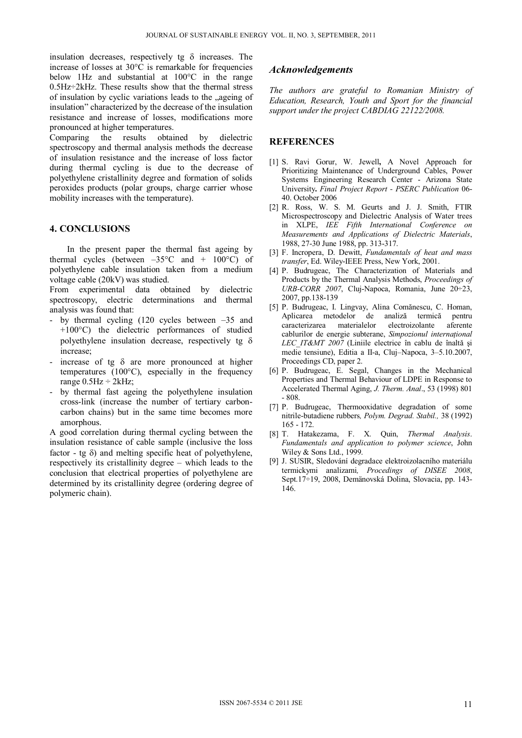insulation decreases, respectively tg δ increases. The increase of losses at 30°C is remarkable for frequencies below 1Hz and substantial at 100°C in the range 0.5Hz÷2kHz. These results show that the thermal stress of insulation by cyclic variations leads to the „ageing of insulation" characterized by the decrease of the insulation resistance and increase of losses, modifications more pronounced at higher temperatures.

Comparing the results obtained by dielectric spectroscopy and thermal analysis methods the decrease of insulation resistance and the increase of loss factor during thermal cycling is due to the decrease of polyethylene cristallinity degree and formation of solids peroxides products (polar groups, charge carrier whose mobility increases with the temperature).

## 4. CONCLUSIONS

In the present paper the thermal fast ageing by thermal cycles (between –35°C and + 100°C) of polyethylene cable insulation taken from a medium voltage cable (20kV) was studied.

From experimental data obtained by dielectric spectroscopy, electric determinations and thermal analysis was found that:

- by thermal cycling (120 cycles between –35 and +100°C) the dielectric performances of studied polyethylene insulation decrease, respectively tg δ increase;
- increase of tg δ are more pronounced at higher temperatures (100°C), especially in the frequency range 0.5Hz ÷ 2kHz;
- by thermal fast ageing the polyethylene insulation cross-link (increase the number of tertiary carbon-carbon chains) but in the same time becomes more amorphous.

A good correlation during thermal cycling between the insulation resistance of cable sample (inclusive the loss factor - tg δ) and melting specific heat of polyethylene, respectively its cristallinity degree – which leads to the conclusion that electrical properties of polyethylene are determined by its cristallinity degree (ordering degree of polymeric chain).

## *Acknowledgements*

*The authors are grateful to Romanian Ministry of Education, Research, Youth and Sport for the financial support under the project CABDIAG 22122/2008.*

## REFERENCES

[1] S. Ravi Gorur, W. Jewell**,** A Novel Approach for Prioritizing Maintenance of Underground Cables, Power Systems Engineering Research Center - Arizona State University**.** *Final Project Report - PSERC Publication* 06-40. October 2006

[2] R. Ross, W. S. M. Geurts and J. J. Smith, FTIR Microspectroscopy and Dielectric Analysis of Water trees in XLPE, *IEE Fifth International Conference on Measurements and Applications of Dielectric Materials*, 1988, 27-30 June 1988, pp. 313-317.

[3] F. Incropera, D. Dewitt, *Fundamentals of heat and mass transfer*, Ed. Wiley-IEEE Press, New York, 2001.

[4] P. Budrugeac, The Characterization of Materials and Products by the Thermal Analysis Methods, *Proceedings of URB-CORR 2007*, Cluj-Napoca, Romania, June 20÷23, 2007, pp.138-139

[5] P. Budrugeac, I. Lingvay, Alina Comănescu, C. Homan, Aplicarea metodelor de analiză termică pentru caracterizarea materialelor electroizolante aferente cablurilor de energie subterane, *Simpozionul internațional LEC_IT&MT 2007* (Liniile electrice în cablu de înaltă şi medie tensiune), Editia a II-a, Cluj–Napoca, 3–5.10.2007, Proceedings CD, paper 2.

[6] P. Budrugeac, E. Segal, Changes in the Mechanical Properties and Thermal Behaviour of LDPE in Response to Accelerated Thermal Aging, *J. Therm. Anal*., 53 (1998) 801 - 808.

[7] P. Budrugeac, Thermooxidative degradation of some nitrile-butadiene rubbers*, Polym. Degrad. Stabil.,* 38 (1992) 165 - 172.

[8] T. Hatakezama, F. X. Quin, *Thermal Analysis*. *Fundamentals and application to polymer science*, John Wiley & Sons Ltd., 1999.

[9] J. SUSIR, Sledování degradace elektroizolacního materiálu termickymi analizami*, Procedings of DISEE 2008*, Sept.17÷19, 2008, Demänovská Dolina, Slovacia, pp. 143-146.